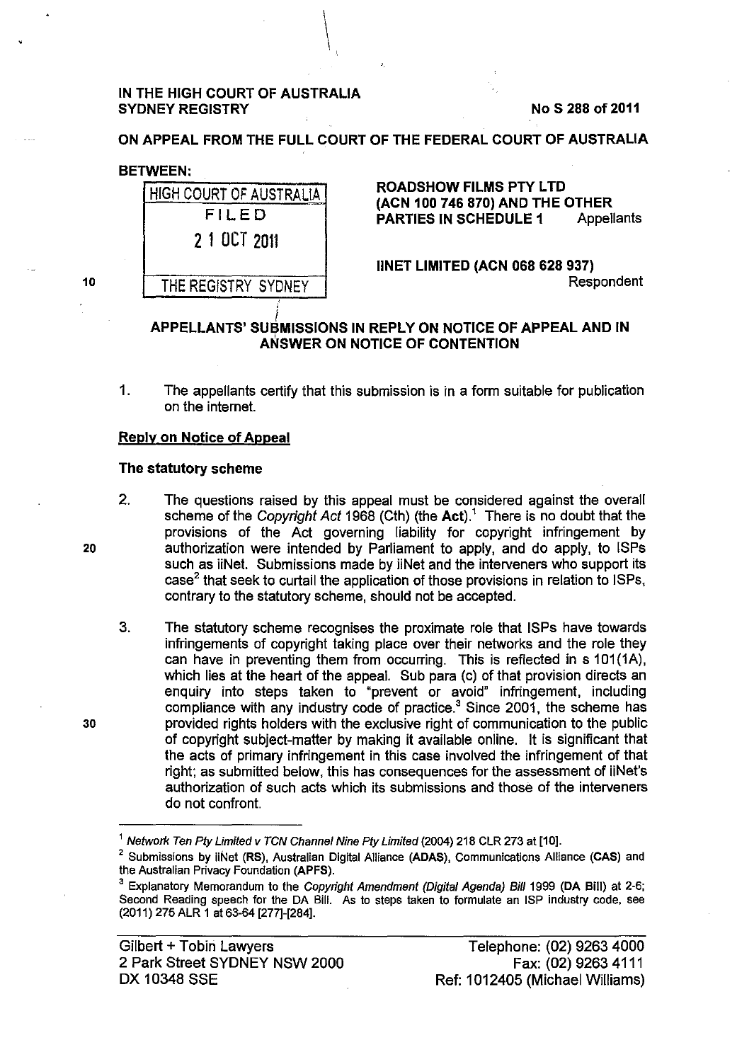IN THE HIGH COURT OF AUSTRALIA
SYDNEY REGISTRY

No S 288 of 2011

ON APPEAL FROM THE FULL COURT OF THE FEDERAL COURT OF AUSTRALIA

BETWEEN:

| HIGH COURT OF AUSTRALIA |
|---|
| FILED |
| 21 OCT 2011 |
| THE REGISTRY SYDNEY |

**ROADSHOW FILMS PTY LTD (ACN 100 746 870) AND THE OTHER PARTIES IN SCHEDULE 1** Appellants

**IINET LIMITED (ACN 068 628 937)** Respondent

## APPELLANTS' SUBMISSIONS IN REPLY ON NOTICE OF APPEAL AND IN ANSWER ON NOTICE OF CONTENTION

1. The appellants certify that this submission is in a form suitable for publication on the internet.

### Reply on Notice of Appeal

#### The statutory scheme

2. The questions raised by this appeal must be considered against the overall scheme of the *Copyright Act* 1968 (Cth) (the **Act**).[1] There is no doubt that the provisions of the Act governing liability for copyright infringement by authorization were intended by Parliament to apply, and do apply, to ISPs such as iiNet. Submissions made by iiNet and the interveners who support its case[2] that seek to curtail the application of those provisions in relation to ISPs, contrary to the statutory scheme, should not be accepted.

3. The statutory scheme recognises the proximate role that ISPs have towards infringements of copyright taking place over their networks and the role they can have in preventing them from occurring. This is reflected in s 101(1A), which lies at the heart of the appeal. Sub para (c) of that provision directs an enquiry into steps taken to "prevent or avoid" infringement, including compliance with any industry code of practice.[3] Since 2001, the scheme has provided rights holders with the exclusive right of communication to the public of copyright subject-matter by making it available online. It is significant that the acts of primary infringement in this case involved the infringement of that right; as submitted below, this has consequences for the assessment of iiNet's authorization of such acts which its submissions and those of the interveners do not confront.

[1] *Network Ten Pty Limited v TCN Channel Nine Pty Limited* (2004) 218 CLR 273 at [10].

[2] Submissions by iiNet (**RS**), Australian Digital Alliance (**ADAS**), Communications Alliance (**CAS**) and the Australian Privacy Foundation (**APFS**).

[3] Explanatory Memorandum to the *Copyright Amendment (Digital Agenda) Bill* 1999 (**DA Bill**) at 2-6; Second Reading speech for the DA Bill. As to steps taken to formulate an ISP industry code, see (2011) 275 ALR 1 at 63-64 [277]-[284].

Gilbert + Tobin Lawyers
2 Park Street SYDNEY NSW 2000
DX 10348 SSE

Telephone: (02) 9263 4000
Fax: (02) 9263 4111
Ref: 1012405 (Michael Williams)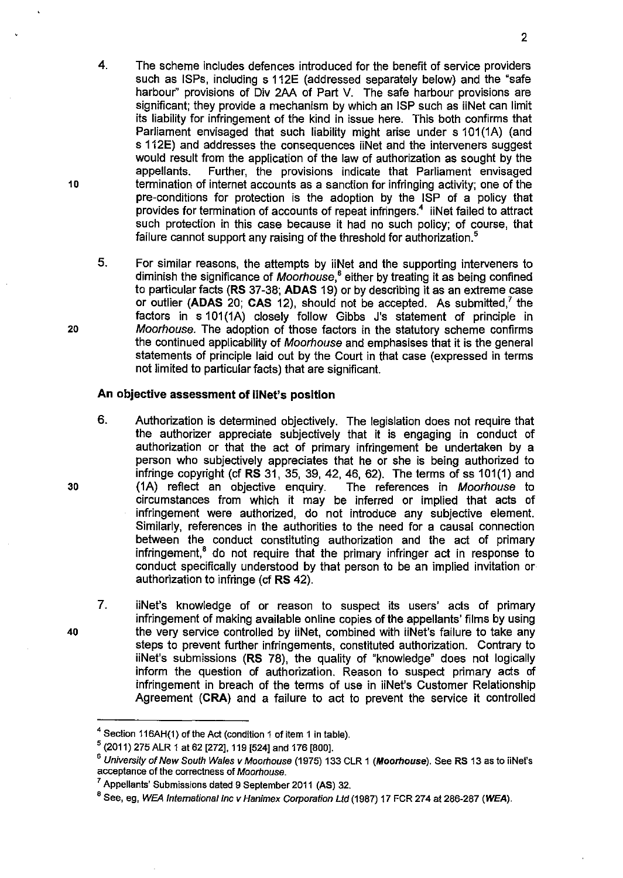4. The scheme includes defences introduced for the benefit of service providers such as ISPs, including s 112E (addressed separately below) and the "safe harbour" provisions of Div 2AA of Part V. The safe harbour provisions are significant; they provide a mechanism by which an ISP such as iiNet can limit its liability for infringement of the kind in issue here. This both confirms that Parliament envisaged that such liability might arise under s 101(1A) (and s 112E) and addresses the consequences iiNet and the interveners suggest would result from the application of the law of authorization as sought by the appellants. Further, the provisions indicate that Parliament envisaged termination of internet accounts as a sanction for infringing activity; one of the pre-conditions for protection is the adoption by the ISP of a policy that provides for termination of accounts of repeat infringers.[4] iiNet failed to attract such protection in this case because it had no such policy; of course, that failure cannot support any raising of the threshold for authorization.[5]

5. For similar reasons, the attempts by iiNet and the supporting interveners to diminish the significance of *Moorhouse*,[6] either by treating it as being confined to particular facts (**RS** 37-38; **ADAS** 19) or by describing it as an extreme case or outlier (**ADAS** 20; **CAS** 12), should not be accepted. As submitted,[7] the factors in s 101(1A) closely follow Gibbs J's statement of principle in *Moorhouse*. The adoption of those factors in the statutory scheme confirms the continued applicability of *Moorhouse* and emphasises that it is the general statements of principle laid out by the Court in that case (expressed in terms not limited to particular facts) that are significant.

**An objective assessment of iiNet's position**

6. Authorization is determined objectively. The legislation does not require that the authorizer appreciate subjectively that it is engaging in conduct of authorization or that the act of primary infringement be undertaken by a person who subjectively appreciates that he or she is being authorized to infringe copyright (cf **RS** 31, 35, 39, 42, 46, 62). The terms of ss 101(1) and (1A) reflect an objective enquiry. The references in *Moorhouse* to circumstances from which it may be inferred or implied that acts of infringement were authorized, do not introduce any subjective element. Similarly, references in the authorities to the need for a causal connection between the conduct constituting authorization and the act of primary infringement,[8] do not require that the primary infringer act in response to conduct specifically understood by that person to be an implied invitation or authorization to infringe (cf **RS** 42).

7. iiNet's knowledge of or reason to suspect its users' acts of primary infringement of making available online copies of the appellants' films by using the very service controlled by iiNet, combined with iiNet's failure to take any steps to prevent further infringements, constituted authorization. Contrary to iiNet's submissions (**RS** 78), the quality of "knowledge" does not logically inform the question of authorization. Reason to suspect primary acts of infringement in breach of the terms of use in iiNet's Customer Relationship Agreement (**CRA**) and a failure to act to prevent the service it controlled

---

[4] Section 116AH(1) of the Act (condition 1 of item 1 in table).

[5] (2011) 275 ALR 1 at 62 [272], 119 [524] and 176 [800].

[6] *University of New South Wales v Moorhouse* (1975) 133 CLR 1 (***Moorhouse***). See **RS** 13 as to iiNet's acceptance of the correctness of *Moorhouse*.

[7] Appellants' Submissions dated 9 September 2011 (**AS**) 32.

[8] See, eg, *WEA International Inc v Hanimex Corporation Ltd* (1987) 17 FCR 274 at 286-287 (***WEA***).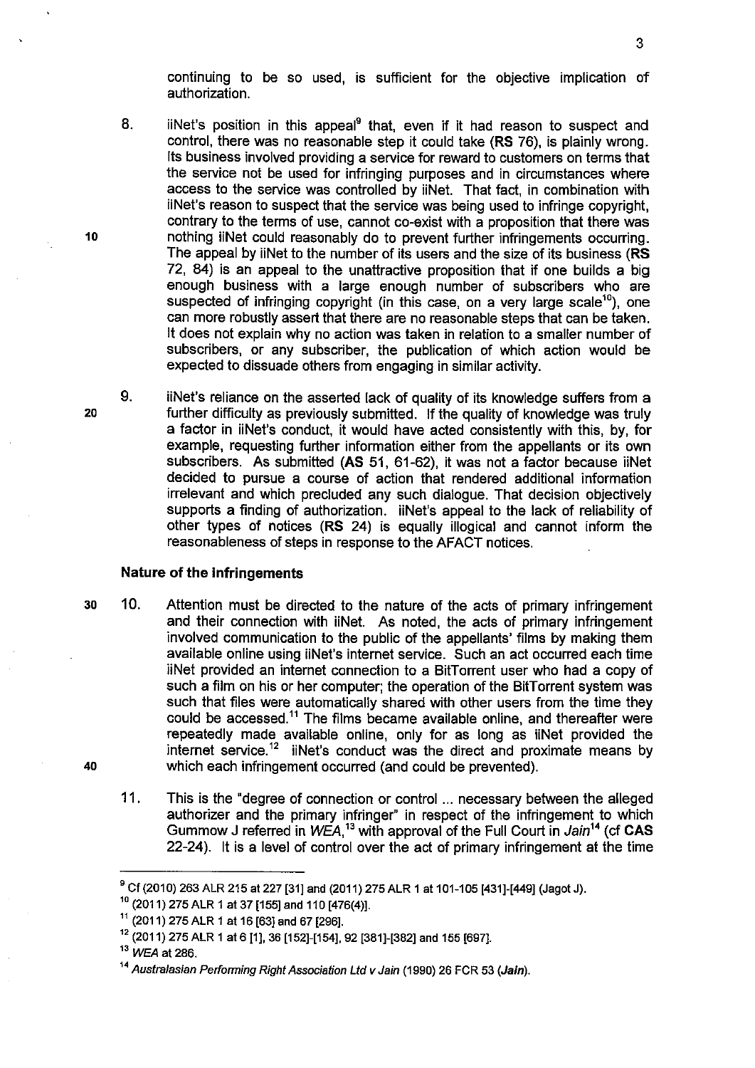continuing to be so used, is sufficient for the objective implication of authorization.

8. iiNet's position in this appeal[9] that, even if it had reason to suspect and control, there was no reasonable step it could take (**RS** 76), is plainly wrong. Its business involved providing a service for reward to customers on terms that the service not be used for infringing purposes and in circumstances where access to the service was controlled by iiNet. That fact, in combination with iiNet's reason to suspect that the service was being used to infringe copyright, contrary to the terms of use, cannot co-exist with a proposition that there was nothing iiNet could reasonably do to prevent further infringements occurring. The appeal by iiNet to the number of its users and the size of its business (**RS** 72, 84) is an appeal to the unattractive proposition that if one builds a big enough business with a large enough number of subscribers who are suspected of infringing copyright (in this case, on a very large scale[10]), one can more robustly assert that there are no reasonable steps that can be taken. It does not explain why no action was taken in relation to a smaller number of subscribers, or any subscriber, the publication of which action would be expected to dissuade others from engaging in similar activity.

9. iiNet's reliance on the asserted lack of quality of its knowledge suffers from a further difficulty as previously submitted. If the quality of knowledge was truly a factor in iiNet's conduct, it would have acted consistently with this, by, for example, requesting further information either from the appellants or its own subscribers. As submitted (**AS** 51, 61-62), it was not a factor because iiNet decided to pursue a course of action that rendered additional information irrelevant and which precluded any such dialogue. That decision objectively supports a finding of authorization. iiNet's appeal to the lack of reliability of other types of notices (**RS** 24) is equally illogical and cannot inform the reasonableness of steps in response to the AFACT notices.

### Nature of the infringements

10. Attention must be directed to the nature of the acts of primary infringement and their connection with iiNet. As noted, the acts of primary infringement involved communication to the public of the appellants' films by making them available online using iiNet's internet service. Such an act occurred each time iiNet provided an internet connection to a BitTorrent user who had a copy of such a film on his or her computer; the operation of the BitTorrent system was such that files were automatically shared with other users from the time they could be accessed.[11] The films became available online, and thereafter were repeatedly made available online, only for as long as iiNet provided the internet service.[12] iiNet's conduct was the direct and proximate means by which each infringement occurred (and could be prevented).

11. This is the "degree of connection or control ... necessary between the alleged authorizer and the primary infringer" in respect of the infringement to which Gummow J referred in *WEA*,[13] with approval of the Full Court in *Jain*[14] (cf **CAS** 22-24). It is a level of control over the act of primary infringement at the time

---

[9] Cf (2010) 263 ALR 215 at 227 [31] and (2011) 275 ALR 1 at 101-105 [431]-[449] (Jagot J).

[10] (2011) 275 ALR 1 at 37 [155] and 110 [476(4)].

[11] (2011) 275 ALR 1 at 16 [63] and 67 [296].

[12] (2011) 275 ALR 1 at 6 [1], 36 [152]-[154], 92 [381]-[382] and 155 [697].

[13] *WEA* at 286.

[14] *Australasian Performing Right Association Ltd v Jain* (1990) 26 FCR 53 (***Jain***).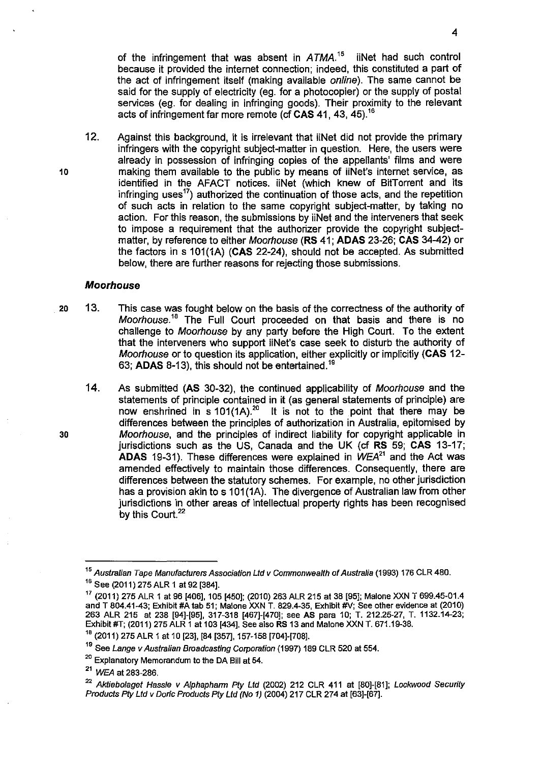of the infringement that was absent in *ATMA*.[15] iiNet had such control because it provided the internet connection; indeed, this constituted a part of the act of infringement itself (making available *online*). The same cannot be said for the supply of electricity (eg. for a photocopier) or the supply of postal services (eg. for dealing in infringing goods). Their proximity to the relevant acts of infringement far more remote (cf **CAS** 41, 43, 45).[16]

12. Against this background, it is irrelevant that iiNet did not provide the primary infringers with the copyright subject-matter in question. Here, the users were already in possession of infringing copies of the appellants' films and were making them available to the public by means of iiNet's internet service, as identified in the AFACT notices. iiNet (which knew of BitTorrent and its infringing uses[17]) authorized the continuation of those acts, and the repetition of such acts in relation to the same copyright subject-matter, by taking no action. For this reason, the submissions by iiNet and the interveners that seek to impose a requirement that the authorizer provide the copyright subject-matter, by reference to either *Moorhouse* (**RS** 41; **ADAS** 23-26; **CAS** 34-42) or the factors in s 101(1A) (**CAS** 22-24), should not be accepted. As submitted below, there are further reasons for rejecting those submissions.

### *Moorhouse*

13. This case was fought below on the basis of the correctness of the authority of *Moorhouse*.[18] The Full Court proceeded on that basis and there is no challenge to *Moorhouse* by any party before the High Court. To the extent that the interveners who support iiNet's case seek to disturb the authority of *Moorhouse* or to question its application, either explicitly or implicitly (**CAS** 12-63; **ADAS** 8-13), this should not be entertained.[19]

14. As submitted (**AS** 30-32), the continued applicability of *Moorhouse* and the statements of principle contained in it (as general statements of principle) are now enshrined in s 101(1A).[20] It is not to the point that there may be differences between the principles of authorization in Australia, epitomised by *Moorhouse*, and the principles of indirect liability for copyright applicable in jurisdictions such as the US, Canada and the UK (cf **RS** 59; **CAS** 13-17; **ADAS** 19-31). These differences were explained in *WEA*[21] and the Act was amended effectively to maintain those differences. Consequently, there are differences between the statutory schemes. For example, no other jurisdiction has a provision akin to s 101(1A). The divergence of Australian law from other jurisdictions in other areas of intellectual property rights has been recognised by this Court.[22]

---

[15] *Australian Tape Manufacturers Association Ltd v Commonwealth of Australia* (1993) 176 CLR 480.

[16] See (2011) 275 ALR 1 at 92 [384].

[17] (2011) 275 ALR 1 at 96 [406], 105 [450]; (2010) 263 ALR 215 at 38 [95]; Malone XXN T 699.45-01.4 and T 804.41-43; Exhibit #A tab 51; Malone XXN T. 829.4-35, Exhibit #V; See other evidence at (2010) 263 ALR 215 at 238 [94]-[95], 317-318 [467]-[470]; see **AS** para 10; T. 212.25-27, T. 1132.14-23; Exhibit #T; (2011) 275 ALR 1 at 103 [434]. See also **RS** 13 and Malone XXN T. 671.19-38.

[18] (2011) 275 ALR 1 at 10 [23], [84 [357], 157-158 [704]-[708].

[19] See *Lange v Australian Broadcasting Corporation* (1997) 189 CLR 520 at 554.

[20] Explanatory Memorandum to the DA Bill at 54.

[21] *WEA* at 283-286.

[22] *Aktiebolaget Hassle v Alphapharm Pty Ltd* (2002) 212 CLR 411 at [80]-[81]; *Lockwood Security Products Pty Ltd v Doric Products Pty Ltd (No 1)* (2004) 217 CLR 274 at [63]-[67].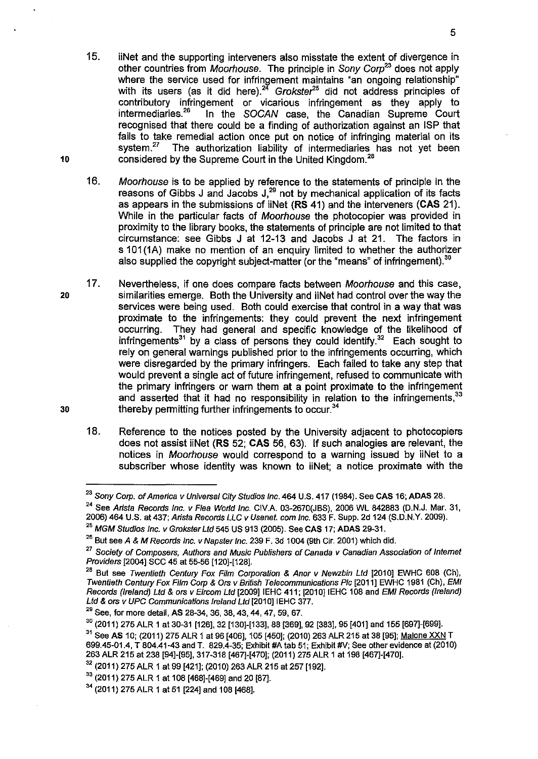15. iiNet and the supporting interveners also misstate the extent of divergence in other countries from *Moorhouse*. The principle in *Sony Corp*[23] does not apply where the service used for infringement maintains "an ongoing relationship" with its users (as it did here).[24] *Grokster*[25] did not address principles of contributory infringement or vicarious infringement as they apply to intermediaries.[26] In the *SOCAN* case, the Canadian Supreme Court recognised that there could be a finding of authorization against an ISP that fails to take remedial action once put on notice of infringing material on its system.[27] The authorization liability of intermediaries has not yet been considered by the Supreme Court in the United Kingdom.[28]

16. *Moorhouse* is to be applied by reference to the statements of principle in the reasons of Gibbs J and Jacobs J,[29] not by mechanical application of its facts as appears in the submissions of iiNet (**RS** 41) and the interveners (**CAS** 21). While in the particular facts of *Moorhouse* the photocopier was provided in proximity to the library books, the statements of principle are not limited to that circumstance: see Gibbs J at 12-13 and Jacobs J at 21. The factors in s 101(1A) make no mention of an enquiry limited to whether the authorizer also supplied the copyright subject-matter (or the "means" of infringement).[30]

17. Nevertheless, if one does compare facts between *Moorhouse* and this case, similarities emerge. Both the University and iiNet had control over the way the services were being used. Both could exercise that control in a way that was proximate to the infringements: they could prevent the next infringement occurring. They had general and specific knowledge of the likelihood of infringements[31] by a class of persons they could identify.[32] Each sought to rely on general warnings published prior to the infringements occurring, which were disregarded by the primary infringers. Each failed to take any step that would prevent a single act of future infringement, refused to communicate with the primary infringers or warn them at a point proximate to the infringement and asserted that it had no responsibility in relation to the infringements,[33] thereby permitting further infringements to occur.[34]

18. Reference to the notices posted by the University adjacent to photocopiers does not assist iiNet (**RS** 52; **CAS** 56, 63). If such analogies are relevant, the notices in *Moorhouse* would correspond to a warning issued by iiNet to a subscriber whose identity was known to iiNet; a notice proximate with the

---

[23] *Sony Corp. of America v Universal City Studios Inc.* 464 U.S. 417 (1984). See **CAS** 16; **ADAS** 28.

[24] See *Arista Records Inc. v Flea World Inc.* CIV.A. 03-2670(JBS), 2006 WL 842883 (D.N.J. Mar. 31, 2006) 464 U.S. at 437; *Arista Records LLC v Usenet. com Inc.* 633 F. Supp. 2d 124 (S.D.N.Y. 2009).

[25] *MGM Studios Inc. v Grokster Ltd* 545 US 913 (2005). See **CAS** 17; **ADAS** 29-31.

[26] But see *A & M Records Inc. v Napster Inc.* 239 F. 3d 1004 (9th Cir. 2001) which did.

[27] *Society of Composers, Authors and Music Publishers of Canada v Canadian Association of Internet Providers* [2004] SCC 45 at 55-56 [120]-[128].

[28] But see *Twentieth Century Fox Film Corporation & Anor v Newzbin Ltd* [2010] EWHC 608 (Ch), *Twentieth Century Fox Film Corp & Ors v British Telecommunications Plc* [2011] EWHC 1981 (Ch), *EMI Records (Ireland) Ltd & ors v Eircom Ltd* [2009] IEHC 411; [2010] IEHC 108 and *EMI Records (Ireland) Ltd & ors v UPC Communications Ireland Ltd* [2010] IEHC 377.

[29] See, for more detail, **AS** 28-34, 36, 38, 43, 44, 47, 59, 67.

[30] (2011) 275 ALR 1 at 30-31 [126], 32 [130]-[133], 88 [369], 92 [383], 95 [401] and 155 [697]-[699].

[31] See **AS** 10; (2011) 275 ALR 1 at 96 [406], 105 [450]; (2010) 263 ALR 215 at 38 [95]; Malone XXN T 699.45-01.4, T 804.41-43 and T. 829.4-35; Exhibit #A tab 51; Exhibit #V; See other evidence at (2010) 263 ALR 215 at 238 [94]-[95], 317-318 [467]-[470]; (2011) 275 ALR 1 at 198 [467]-[470].

[32] (2011) 275 ALR 1 at 99 [421]; (2010) 263 ALR 215 at 257 [192].

[33] (2011) 275 ALR 1 at 108 [468]-[469] and 20 [87].

[34] (2011) 275 ALR 1 at 51 [224] and 108 [468].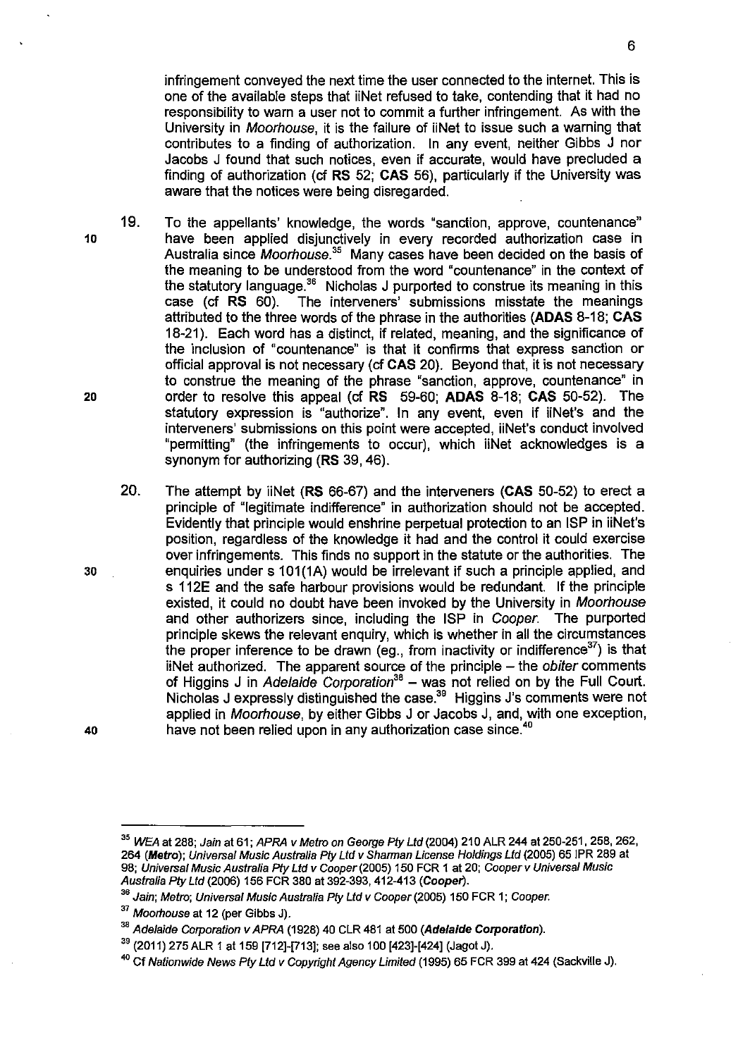infringement conveyed the next time the user connected to the internet. This is one of the available steps that iiNet refused to take, contending that it had no responsibility to warn a user not to commit a further infringement. As with the University in *Moorhouse*, it is the failure of iiNet to issue such a warning that contributes to a finding of authorization. In any event, neither Gibbs J nor Jacobs J found that such notices, even if accurate, would have precluded a finding of authorization (cf **RS** 52; **CAS** 56), particularly if the University was aware that the notices were being disregarded.

19. To the appellants' knowledge, the words "sanction, approve, countenance" have been applied disjunctively in every recorded authorization case in Australia since *Moorhouse*.[35] Many cases have been decided on the basis of the meaning to be understood from the word "countenance" in the context of the statutory language.[36] Nicholas J purported to construe its meaning in this case (cf **RS** 60). The interveners' submissions misstate the meanings attributed to the three words of the phrase in the authorities (**ADAS** 8-18; **CAS** 18-21). Each word has a distinct, if related, meaning, and the significance of the inclusion of "countenance" is that it confirms that express sanction or official approval is not necessary (cf **CAS** 20). Beyond that, it is not necessary to construe the meaning of the phrase "sanction, approve, countenance" in order to resolve this appeal (cf **RS** 59-60; **ADAS** 8-18; **CAS** 50-52). The statutory expression is "authorize". In any event, even if iiNet's and the interveners' submissions on this point were accepted, iiNet's conduct involved "permitting" (the infringements to occur), which iiNet acknowledges is a synonym for authorizing (**RS** 39, 46).

20. The attempt by iiNet (**RS** 66-67) and the interveners (**CAS** 50-52) to erect a principle of "legitimate indifference" in authorization should not be accepted. Evidently that principle would enshrine perpetual protection to an ISP in iiNet's position, regardless of the knowledge it had and the control it could exercise over infringements. This finds no support in the statute or the authorities. The enquiries under s 101(1A) would be irrelevant if such a principle applied, and s 112E and the safe harbour provisions would be redundant. If the principle existed, it could no doubt have been invoked by the University in *Moorhouse* and other authorizers since, including the ISP in *Cooper*. The purported principle skews the relevant enquiry, which is whether in all the circumstances the proper inference to be drawn (eg., from inactivity or indifference[37]) is that iiNet authorized. The apparent source of the principle – the *obiter* comments of Higgins J in *Adelaide Corporation*[38] – was not relied on by the Full Court. Nicholas J expressly distinguished the case.[39] Higgins J's comments were not applied in *Moorhouse*, by either Gibbs J or Jacobs J, and, with one exception, have not been relied upon in any authorization case since.[40]

---

[35] *WEA* at 288; *Jain* at 61; *APRA v Metro on George Pty Ltd* (2004) 210 ALR 244 at 250-251, 258, 262, 264 (***Metro***); *Universal Music Australia Pty Ltd v Sharman License Holdings Ltd* (2005) 65 IPR 289 at 98; *Universal Music Australia Pty Ltd v Cooper* (2005) 150 FCR 1 at 20; *Cooper v Universal Music Australia Pty Ltd* (2006) 156 FCR 380 at 392-393, 412-413 (***Cooper***).

[36] *Jain*; *Metro*; *Universal Music Australia Pty Ltd v Cooper* (2005) 150 FCR 1; *Cooper*.

[37] *Moorhouse* at 12 (per Gibbs J).

[38] *Adelaide Corporation v APRA* (1928) 40 CLR 481 at 500 (***Adelaide Corporation***).

[39] (2011) 275 ALR 1 at 159 [712]-[713]; see also 100 [423]-[424] (Jagot J).

[40] Cf *Nationwide News Pty Ltd v Copyright Agency Limited* (1995) 65 FCR 399 at 424 (Sackville J).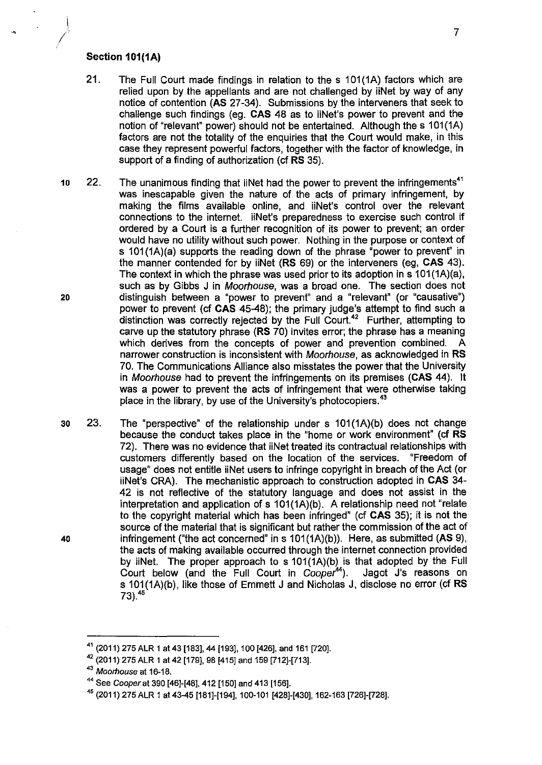### Section 101(1A)

21. The Full Court made findings in relation to the s 101(1A) factors which are relied upon by the appellants and are not challenged by iiNet by way of any notice of contention (**AS** 27-34). Submissions by the interveners that seek to challenge such findings (eg. **CAS** 48 as to iiNet's power to prevent and the notion of "relevant" power) should not be entertained. Although the s 101(1A) factors are not the totality of the enquiries that the Court would make, in this case they represent powerful factors, together with the factor of knowledge, in support of a finding of authorization (cf **RS** 35).

22. The unanimous finding that iiNet had the power to prevent the infringements[41] was inescapable given the nature of the acts of primary infringement, by making the films available online, and iiNet's control over the relevant connections to the internet. iiNet's preparedness to exercise such control if ordered by a Court is a further recognition of its power to prevent; an order would have no utility without such power. Nothing in the purpose or context of s 101(1A)(a) supports the reading down of the phrase "power to prevent" in the manner contended for by iiNet (**RS** 69) or the interveners (eg, **CAS** 43). The context in which the phrase was used prior to its adoption in s 101(1A)(a), such as by Gibbs J in *Moorhouse*, was a broad one. The section does not distinguish between a "power to prevent" and a "relevant" (or "causative") power to prevent (cf **CAS** 45-48); the primary judge's attempt to find such a distinction was correctly rejected by the Full Court.[42] Further, attempting to carve up the statutory phrase (**RS** 70) invites error; the phrase has a meaning which derives from the concepts of power and prevention combined. A narrower construction is inconsistent with *Moorhouse*, as acknowledged in **RS** 70. The Communications Alliance also misstates the power that the University in *Moorhouse* had to prevent the infringements on its premises (**CAS** 44). It was a power to prevent the acts of infringement that were otherwise taking place in the library, by use of the University's photocopiers.[43]

23. The "perspective" of the relationship under s 101(1A)(b) does not change because the conduct takes place in the "home or work environment" (cf **RS** 72). There was no evidence that iiNet treated its contractual relationships with customers differently based on the location of the services. "Freedom of usage" does not entitle iiNet users to infringe copyright in breach of the Act (or iiNet's CRA). The mechanistic approach to construction adopted in **CAS** 34-42 is not reflective of the statutory language and does not assist in the interpretation and application of s 101(1A)(b). A relationship need not "relate to the copyright material which has been infringed" (cf **CAS** 35); it is not the source of the material that is significant but rather the commission of the act of infringement ("the act concerned" in s 101(1A)(b)). Here, as submitted (**AS** 9), the acts of making available occurred through the internet connection provided by iiNet. The proper approach to s 101(1A)(b) is that adopted by the Full Court below (and the Full Court in *Cooper*[44]). Jagot J's reasons on s 101(1A)(b), like those of Emmett J and Nicholas J, disclose no error (cf **RS** 73).[45]

---

[41] (2011) 275 ALR 1 at 43 [183], 44 [193], 100 [426], and 161 [720].

[42] (2011) 275 ALR 1 at 42 [179], 98 [415] and 159 [712]-[713].

[43] *Moorhouse* at 16-18.

[44] See *Cooper* at 390 [46]-[48], 412 [150] and 413 [156].

[45] (2011) 275 ALR 1 at 43-45 [181]-[194], 100-101 [428]-[430], 162-163 [726]-[728].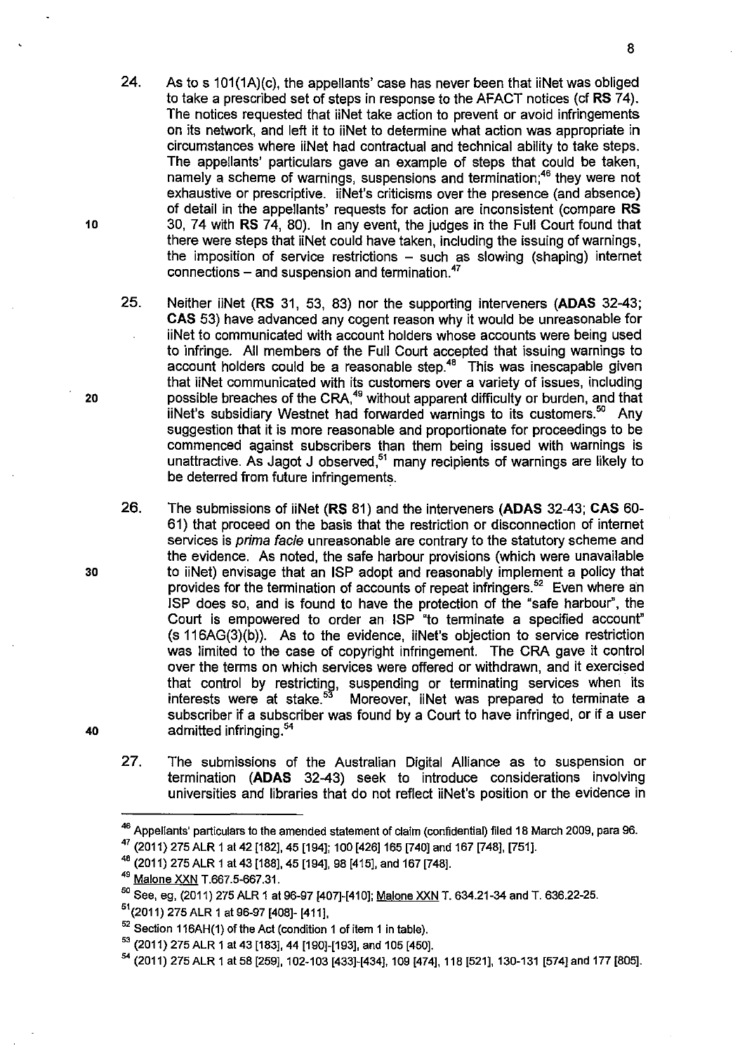24. As to s 101(1A)(c), the appellants' case has never been that iiNet was obliged to take a prescribed set of steps in response to the AFACT notices (cf **RS** 74). The notices requested that iiNet take action to prevent or avoid infringements on its network, and left it to iiNet to determine what action was appropriate in circumstances where iiNet had contractual and technical ability to take steps. The appellants' particulars gave an example of steps that could be taken, namely a scheme of warnings, suspensions and termination;[46] they were not exhaustive or prescriptive. iiNet's criticisms over the presence (and absence) of detail in the appellants' requests for action are inconsistent (compare **RS** 30, 74 with **RS** 74, 80). In any event, the judges in the Full Court found that there were steps that iiNet could have taken, including the issuing of warnings, the imposition of service restrictions – such as slowing (shaping) internet connections – and suspension and termination.[47]

25. Neither iiNet (**RS** 31, 53, 83) nor the supporting interveners (**ADAS** 32-43; **CAS** 53) have advanced any cogent reason why it would be unreasonable for iiNet to communicated with account holders whose accounts were being used to infringe. All members of the Full Court accepted that issuing warnings to account holders could be a reasonable step.[48] This was inescapable given that iiNet communicated with its customers over a variety of issues, including possible breaches of the CRA,[49] without apparent difficulty or burden, and that iiNet's subsidiary Westnet had forwarded warnings to its customers.[50] Any suggestion that it is more reasonable and proportionate for proceedings to be commenced against subscribers than them being issued with warnings is unattractive. As Jagot J observed,[51] many recipients of warnings are likely to be deterred from future infringements.

26. The submissions of iiNet (**RS** 81) and the interveners (**ADAS** 32-43; **CAS** 60-61) that proceed on the basis that the restriction or disconnection of internet services is *prima facie* unreasonable are contrary to the statutory scheme and the evidence. As noted, the safe harbour provisions (which were unavailable to iiNet) envisage that an ISP adopt and reasonably implement a policy that provides for the termination of accounts of repeat infringers.[52] Even where an ISP does so, and is found to have the protection of the "safe harbour", the Court is empowered to order an ISP "to terminate a specified account" (s 116AG(3)(b)). As to the evidence, iiNet's objection to service restriction was limited to the case of copyright infringement. The CRA gave it control over the terms on which services were offered or withdrawn, and it exercised that control by restricting, suspending or terminating services when its interests were at stake.[53] Moreover, iiNet was prepared to terminate a subscriber if a subscriber was found by a Court to have infringed, or if a user admitted infringing.[54]

27. The submissions of the Australian Digital Alliance as to suspension or termination (**ADAS** 32-43) seek to introduce considerations involving universities and libraries that do not reflect iiNet's position or the evidence in

---

[46] Appellants' particulars to the amended statement of claim (confidential) filed 18 March 2009, para 96.

[47] (2011) 275 ALR 1 at 42 [182], 45 [194]; 100 [426] 165 [740] and 167 [748], [751].

[48] (2011) 275 ALR 1 at 43 [188], 45 [194], 98 [415], and 167 [748].

[49] Malone XXN T.667.5-667.31.

[50] See, eg, (2011) 275 ALR 1 at 96-97 [407]-[410]; Malone XXN T. 634.21-34 and T. 636.22-25.

[51] (2011) 275 ALR 1 at 96-97 [408]- [411].

[52] Section 116AH(1) of the Act (condition 1 of item 1 in table).

[53] (2011) 275 ALR 1 at 43 [183], 44 [190]-[193], and 105 [450].

[54] (2011) 275 ALR 1 at 58 [259], 102-103 [433]-[434], 109 [474], 118 [521], 130-131 [574] and 177 [805].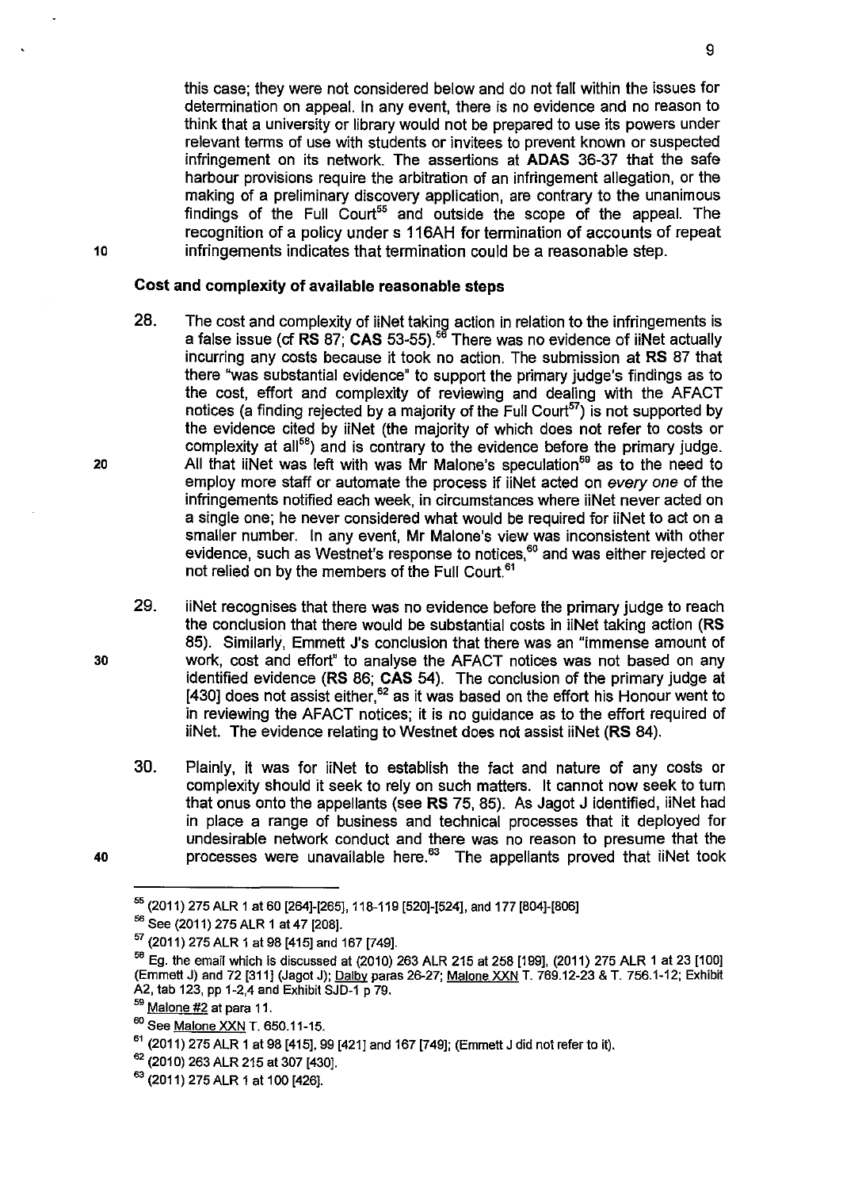this case; they were not considered below and do not fall within the issues for determination on appeal. In any event, there is no evidence and no reason to think that a university or library would not be prepared to use its powers under relevant terms of use with students or invitees to prevent known or suspected infringement on its network. The assertions at **ADAS** 36-37 that the safe harbour provisions require the arbitration of an infringement allegation, or the making of a preliminary discovery application, are contrary to the unanimous findings of the Full Court[55] and outside the scope of the appeal. The recognition of a policy under s 116AH for termination of accounts of repeat infringements indicates that termination could be a reasonable step.

### Cost and complexity of available reasonable steps

28. The cost and complexity of iiNet taking action in relation to the infringements is a false issue (cf **RS** 87; **CAS** 53-55).[56] There was no evidence of iiNet actually incurring any costs because it took no action. The submission at **RS** 87 that there "was substantial evidence" to support the primary judge's findings as to the cost, effort and complexity of reviewing and dealing with the AFACT notices (a finding rejected by a majority of the Full Court[57]) is not supported by the evidence cited by iiNet (the majority of which does not refer to costs or complexity at all[58]) and is contrary to the evidence before the primary judge. All that iiNet was left with was Mr Malone's speculation[59] as to the need to employ more staff or automate the process if iiNet acted on *every one* of the infringements notified each week, in circumstances where iiNet never acted on a single one; he never considered what would be required for iiNet to act on a smaller number. In any event, Mr Malone's view was inconsistent with other evidence, such as Westnet's response to notices,[60] and was either rejected or not relied on by the members of the Full Court.[61]

29. iiNet recognises that there was no evidence before the primary judge to reach the conclusion that there would be substantial costs in iiNet taking action (**RS** 85). Similarly, Emmett J's conclusion that there was an "immense amount of work, cost and effort" to analyse the AFACT notices was not based on any identified evidence (**RS** 86; **CAS** 54). The conclusion of the primary judge at [430] does not assist either,[62] as it was based on the effort his Honour went to in reviewing the AFACT notices; it is no guidance as to the effort required of iiNet. The evidence relating to Westnet does not assist iiNet (**RS** 84).

30. Plainly, it was for iiNet to establish the fact and nature of any costs or complexity should it seek to rely on such matters. It cannot now seek to turn that onus onto the appellants (see **RS** 75, 85). As Jagot J identified, iiNet had in place a range of business and technical processes that it deployed for undesirable network conduct and there was no reason to presume that the processes were unavailable here.[63] The appellants proved that iiNet took

---

[55] (2011) 275 ALR 1 at 60 [264]-[265], 118-119 [520]-[524], and 177 [804]-[806]

[56] See (2011) 275 ALR 1 at 47 [208].

[57] (2011) 275 ALR 1 at 98 [415] and 167 [749].

[58] Eg. the email which is discussed at (2010) 263 ALR 215 at 258 [199], (2011) 275 ALR 1 at 23 [100] (Emmett J) and 72 [311] (Jagot J); Dalby paras 26-27; Malone XXN T. 769.12-23 & T. 756.1-12; Exhibit A2, tab 123, pp 1-2,4 and Exhibit SJD-1 p 79.

[59] Malone #2 at para 11.

[60] See Malone XXN T. 650.11-15.

[61] (2011) 275 ALR 1 at 98 [415], 99 [421] and 167 [749]; (Emmett J did not refer to it).

[62] (2010) 263 ALR 215 at 307 [430].

[63] (2011) 275 ALR 1 at 100 [426].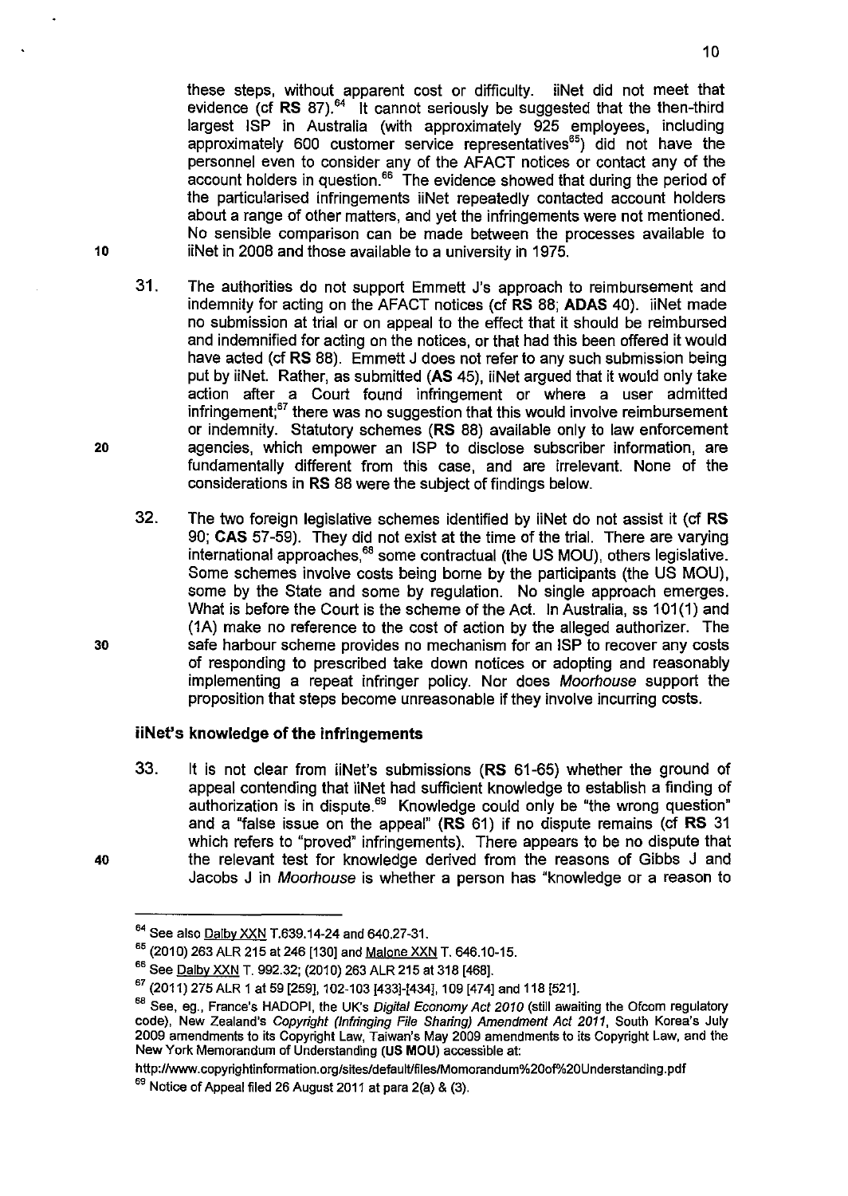these steps, without apparent cost or difficulty. iiNet did not meet that evidence (cf **RS** 87).[64] It cannot seriously be suggested that the then-third largest ISP in Australia (with approximately 925 employees, including approximately 600 customer service representatives[65]) did not have the personnel even to consider any of the AFACT notices or contact any of the account holders in question.[66] The evidence showed that during the period of the particularised infringements iiNet repeatedly contacted account holders about a range of other matters, and yet the infringements were not mentioned. No sensible comparison can be made between the processes available to iiNet in 2008 and those available to a university in 1975.

31. The authorities do not support Emmett J's approach to reimbursement and indemnity for acting on the AFACT notices (cf **RS** 88; **ADAS** 40). iiNet made no submission at trial or on appeal to the effect that it should be reimbursed and indemnified for acting on the notices, or that had this been offered it would have acted (cf **RS** 88). Emmett J does not refer to any such submission being put by iiNet. Rather, as submitted (**AS** 45), iiNet argued that it would only take action after a Court found infringement or where a user admitted infringement;[67] there was no suggestion that this would involve reimbursement or indemnity. Statutory schemes (**RS** 88) available only to law enforcement agencies, which empower an ISP to disclose subscriber information, are fundamentally different from this case, and are irrelevant. None of the considerations in **RS** 88 were the subject of findings below.

32. The two foreign legislative schemes identified by iiNet do not assist it (cf **RS** 90; **CAS** 57-59). They did not exist at the time of the trial. There are varying international approaches,[68] some contractual (the US MOU), others legislative. Some schemes involve costs being borne by the participants (the US MOU), some by the State and some by regulation. No single approach emerges. What is before the Court is the scheme of the Act. In Australia, ss 101(1) and (1A) make no reference to the cost of action by the alleged authorizer. The safe harbour scheme provides no mechanism for an ISP to recover any costs of responding to prescribed take down notices or adopting and reasonably implementing a repeat infringer policy. Nor does *Moorhouse* support the proposition that steps become unreasonable if they involve incurring costs.

### iiNet's knowledge of the infringements

33. It is not clear from iiNet's submissions (**RS** 61-65) whether the ground of appeal contending that iiNet had sufficient knowledge to establish a finding of authorization is in dispute.[69] Knowledge could only be "the wrong question" and a "false issue on the appeal" (**RS** 61) if no dispute remains (cf **RS** 31 which refers to "proved" infringements). There appears to be no dispute that the relevant test for knowledge derived from the reasons of Gibbs J and Jacobs J in *Moorhouse* is whether a person has "knowledge or a reason to

---

[64] See also Dalby XXN T.639.14-24 and 640.27-31.

[65] (2010) 263 ALR 215 at 246 [130] and Malone XXN T. 646.10-15.

[66] See Dalby XXN T. 992.32; (2010) 263 ALR 215 at 318 [468].

[67] (2011) 275 ALR 1 at 59 [259], 102-103 [433]-[434], 109 [474] and 118 [521].

[68] See, eg., France's HADOPI, the UK's *Digital Economy Act 2010* (still awaiting the Ofcom regulatory code), New Zealand's *Copyright (Infringing File Sharing) Amendment Act 2011*, South Korea's July 2009 amendments to its Copyright Law, Taiwan's May 2009 amendments to its Copyright Law, and the New York Memorandum of Understanding (**US MOU**) accessible at:
http://www.copyrightinformation.org/sites/default/files/Momorandum%20of%20Understanding.pdf

[69] Notice of Appeal filed 26 August 2011 at para 2(a) & (3).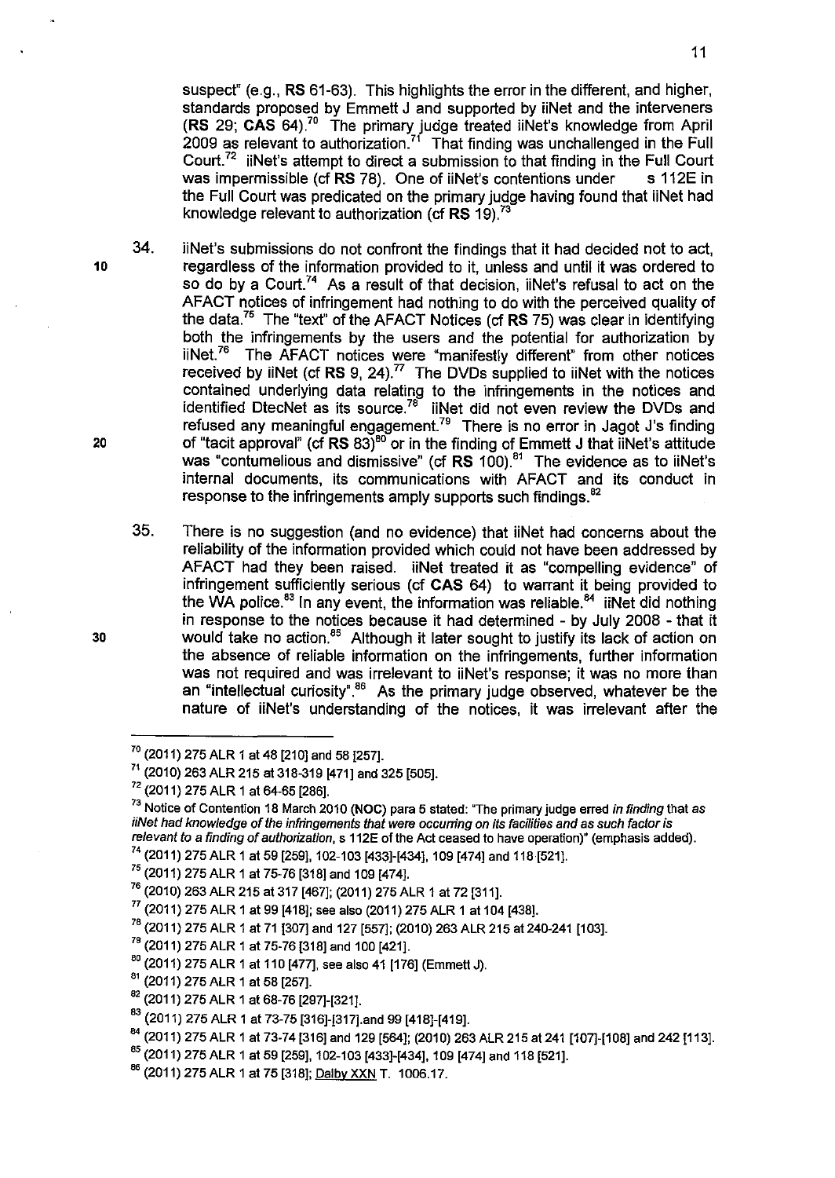suspect" (e.g., **RS** 61-63). This highlights the error in the different, and higher, standards proposed by Emmett J and supported by iiNet and the interveners (**RS** 29; **CAS** 64).[70] The primary judge treated iiNet's knowledge from April 2009 as relevant to authorization.[71] That finding was unchallenged in the Full Court.[72] iiNet's attempt to direct a submission to that finding in the Full Court was impermissible (cf **RS** 78). One of iiNet's contentions under s 112E in the Full Court was predicated on the primary judge having found that iiNet had knowledge relevant to authorization (cf **RS** 19).[73]

34. iiNet's submissions do not confront the findings that it had decided not to act, regardless of the information provided to it, unless and until it was ordered to so do by a Court.[74] As a result of that decision, iiNet's refusal to act on the AFACT notices of infringement had nothing to do with the perceived quality of the data.[75] The "text" of the AFACT Notices (cf **RS** 75) was clear in identifying both the infringements by the users and the potential for authorization by iiNet.[76] The AFACT notices were "manifestly different" from other notices received by iiNet (cf **RS** 9, 24).[77] The DVDs supplied to iiNet with the notices contained underlying data relating to the infringements in the notices and identified DtecNet as its source.[78] iiNet did not even review the DVDs and refused any meaningful engagement.[79] There is no error in Jagot J's finding of "tacit approval" (cf **RS** 83)[80] or in the finding of Emmett J that iiNet's attitude was "contumelious and dismissive" (cf **RS** 100).[81] The evidence as to iiNet's internal documents, its communications with AFACT and its conduct in response to the infringements amply supports such findings.[82]

35. There is no suggestion (and no evidence) that iiNet had concerns about the reliability of the information provided which could not have been addressed by AFACT had they been raised. iiNet treated it as "compelling evidence" of infringement sufficiently serious (cf **CAS** 64) to warrant it being provided to the WA police.[83] In any event, the information was reliable.[84] iiNet did nothing in response to the notices because it had determined - by July 2008 - that it would take no action.[85] Although it later sought to justify its lack of action on the absence of reliable information on the infringements, further information was not required and was irrelevant to iiNet's response; it was no more than an "intellectual curiosity".[86] As the primary judge observed, whatever be the nature of iiNet's understanding of the notices, it was irrelevant after the

---

[70] (2011) 275 ALR 1 at 48 [210] and 58 [257].

[71] (2010) 263 ALR 215 at 318-319 [471] and 325 [505].

[72] (2011) 275 ALR 1 at 64-65 [286].

[73] Notice of Contention 18 March 2010 (**NOC**) para 5 stated: "The primary judge erred *in finding* that *as iiNet had knowledge of the infringements that were occurring on its facilities and as such factor is relevant to a finding of authorization*, s 112E of the Act ceased to have operation)" (emphasis added).

[74] (2011) 275 ALR 1 at 59 [259], 102-103 [433]-[434], 109 [474] and 118 [521].

[75] (2011) 275 ALR 1 at 75-76 [318] and 109 [474].

[76] (2010) 263 ALR 215 at 317 [467]; (2011) 275 ALR 1 at 72 [311].

[77] (2011) 275 ALR 1 at 99 [418]; see also (2011) 275 ALR 1 at 104 [438].

[78] (2011) 275 ALR 1 at 71 [307] and 127 [557]; (2010) 263 ALR 215 at 240-241 [103].

[79] (2011) 275 ALR 1 at 75-76 [318] and 100 [421].

[80] (2011) 275 ALR 1 at 110 [477], see also 41 [176] (Emmett J).

[81] (2011) 275 ALR 1 at 58 [257].

[82] (2011) 275 ALR 1 at 68-76 [297]-[321].

[83] (2011) 275 ALR 1 at 73-75 [316]-[317].and 99 [418]-[419].

[84] (2011) 275 ALR 1 at 73-74 [316] and 129 [564]; (2010) 263 ALR 215 at 241 [107]-[108] and 242 [113].

[85] (2011) 275 ALR 1 at 59 [259], 102-103 [433]-[434], 109 [474] and 118 [521].

[86] (2011) 275 ALR 1 at 75 [318]; Dalby XXN T. 1006.17.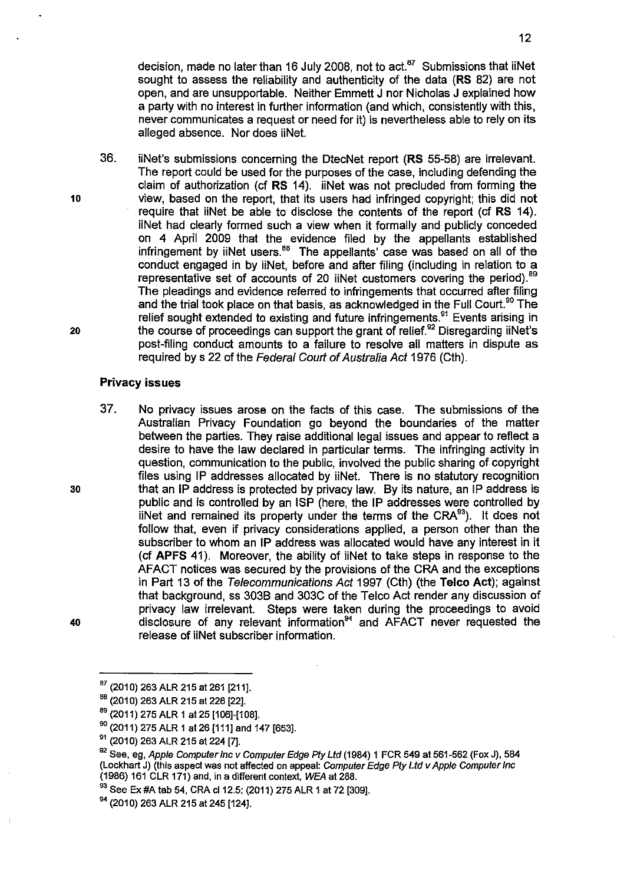decision, made no later than 16 July 2008, not to act.[87] Submissions that iiNet sought to assess the reliability and authenticity of the data (**RS** 82) are not open, and are unsupportable. Neither Emmett J nor Nicholas J explained how a party with no interest in further information (and which, consistently with this, never communicates a request or need for it) is nevertheless able to rely on its alleged absence. Nor does iiNet.

36. iiNet's submissions concerning the DtecNet report (**RS** 55-58) are irrelevant. The report could be used for the purposes of the case, including defending the claim of authorization (cf **RS** 14). iiNet was not precluded from forming the view, based on the report, that its users had infringed copyright; this did not require that iiNet be able to disclose the contents of the report (cf **RS** 14). iiNet had clearly formed such a view when it formally and publicly conceded on 4 April 2009 that the evidence filed by the appellants established infringement by iiNet users.[88] The appellants' case was based on all of the conduct engaged in by iiNet, before and after filing (including in relation to a representative set of accounts of 20 iiNet customers covering the period).[89] The pleadings and evidence referred to infringements that occurred after filing and the trial took place on that basis, as acknowledged in the Full Court.[90] The relief sought extended to existing and future infringements.[91] Events arising in the course of proceedings can support the grant of relief.[92] Disregarding iiNet's post-filing conduct amounts to a failure to resolve all matters in dispute as required by s 22 of the *Federal Court of Australia Act* 1976 (Cth).

### Privacy issues

37. No privacy issues arose on the facts of this case. The submissions of the Australian Privacy Foundation go beyond the boundaries of the matter between the parties. They raise additional legal issues and appear to reflect a desire to have the law declared in particular terms. The infringing activity in question, communication to the public, involved the public sharing of copyright files using IP addresses allocated by iiNet. There is no statutory recognition that an IP address is protected by privacy law. By its nature, an IP address is public and is controlled by an ISP (here, the IP addresses were controlled by iiNet and remained its property under the terms of the CRA[93]). It does not follow that, even if privacy considerations applied, a person other than the subscriber to whom an IP address was allocated would have any interest in it (cf **APFS** 41). Moreover, the ability of iiNet to take steps in response to the AFACT notices was secured by the provisions of the CRA and the exceptions in Part 13 of the *Telecommunications Act* 1997 (Cth) (the **Telco Act**); against that background, ss 303B and 303C of the Telco Act render any discussion of privacy law irrelevant. Steps were taken during the proceedings to avoid disclosure of any relevant information[94] and AFACT never requested the release of iiNet subscriber information.

---

[87] (2010) 263 ALR 215 at 261 [211].

[88] (2010) 263 ALR 215 at 226 [22].

[89] (2011) 275 ALR 1 at 25 [106]-[108].

[90] (2011) 275 ALR 1 at 26 [111] and 147 [653].

[91] (2010) 263 ALR 215 at 224 [7].

[92] See, eg, *Apple Computer Inc v Computer Edge Pty Ltd* (1984) 1 FCR 549 at 561-562 (Fox J), 584 (Lockhart J) (this aspect was not affected on appeal: *Computer Edge Pty Ltd v Apple Computer Inc* (1986) 161 CLR 171) and, in a different context, *WEA* at 288.

[93] See Ex #A tab 54, CRA cl 12.5; (2011) 275 ALR 1 at 72 [309].

[94] (2010) 263 ALR 215 at 245 [124].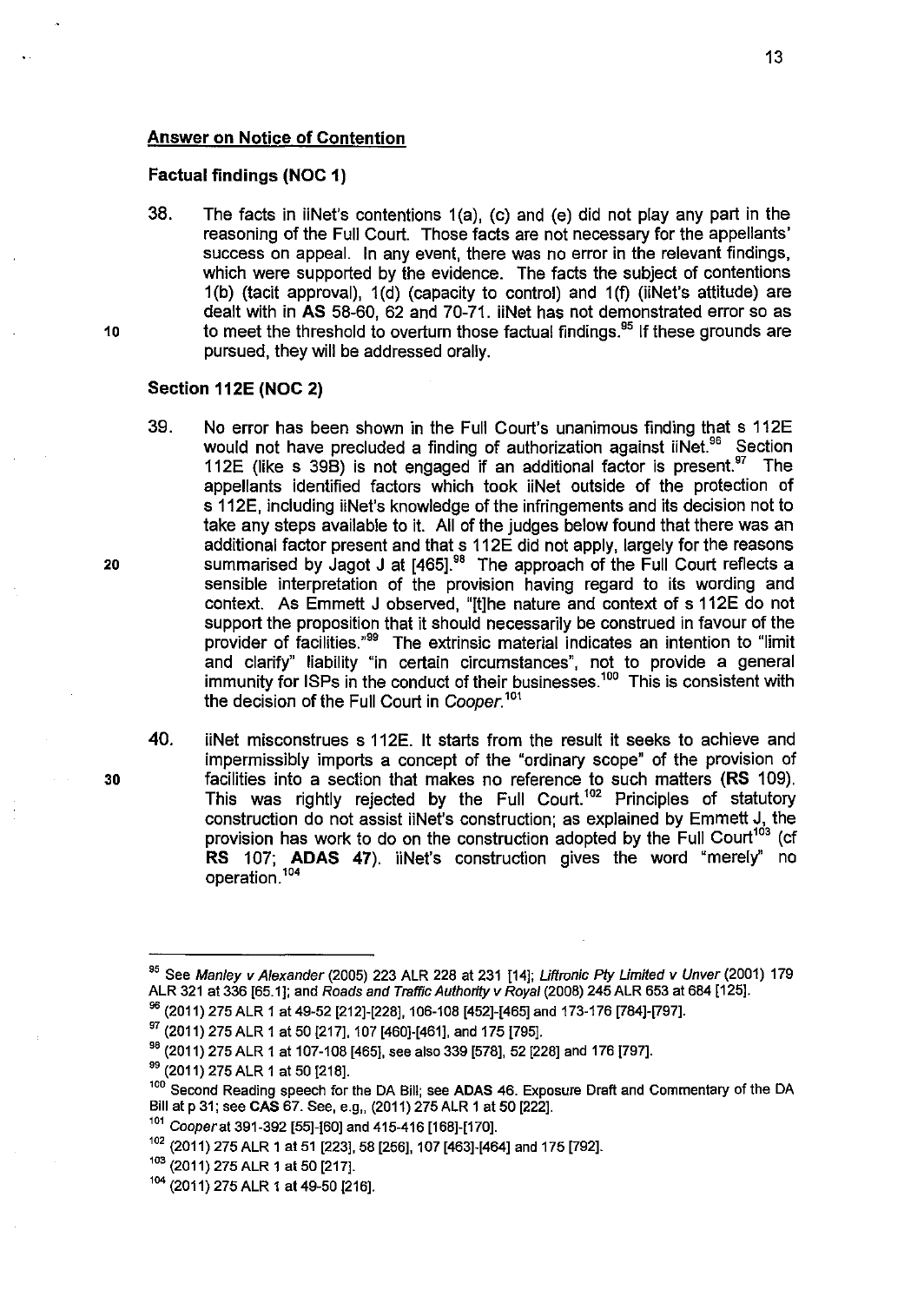## Answer on Notice of Contention

### Factual findings (NOC 1)

38. The facts in iiNet's contentions 1(a), (c) and (e) did not play any part in the reasoning of the Full Court. Those facts are not necessary for the appellants' success on appeal. In any event, there was no error in the relevant findings, which were supported by the evidence. The facts the subject of contentions 1(b) (tacit approval), 1(d) (capacity to control) and 1(f) (iiNet's attitude) are dealt with in **AS** 58-60, 62 and 70-71. iiNet has not demonstrated error so as to meet the threshold to overturn those factual findings.[95] If these grounds are pursued, they will be addressed orally.

### Section 112E (NOC 2)

39. No error has been shown in the Full Court's unanimous finding that s 112E would not have precluded a finding of authorization against iiNet.[96] Section 112E (like s 39B) is not engaged if an additional factor is present.[97] The appellants identified factors which took iiNet outside of the protection of s 112E, including iiNet's knowledge of the infringements and its decision not to take any steps available to it. All of the judges below found that there was an additional factor present and that s 112E did not apply, largely for the reasons summarised by Jagot J at [465].[98] The approach of the Full Court reflects a sensible interpretation of the provision having regard to its wording and context. As Emmett J observed, "[t]he nature and context of s 112E do not support the proposition that it should necessarily be construed in favour of the provider of facilities."[99] The extrinsic material indicates an intention to "limit and clarify" liability "in certain circumstances", not to provide a general immunity for ISPs in the conduct of their businesses.[100] This is consistent with the decision of the Full Court in *Cooper*.[101]

40. iiNet misconstrues s 112E. It starts from the result it seeks to achieve and impermissibly imports a concept of the "ordinary scope" of the provision of facilities into a section that makes no reference to such matters (**RS** 109). This was rightly rejected by the Full Court.[102] Principles of statutory construction do not assist iiNet's construction; as explained by Emmett J, the provision has work to do on the construction adopted by the Full Court[103] (cf **RS** 107; **ADAS** 47). iiNet's construction gives the word "merely" no operation.[104]

---

[95] See *Manley v Alexander* (2005) 223 ALR 228 at 231 [14]; *Liftronic Pty Limited v Unver* (2001) 179 ALR 321 at 336 [65.1]; and *Roads and Traffic Authority v Royal* (2008) 245 ALR 653 at 684 [125].

[96] (2011) 275 ALR 1 at 49-52 [212]-[228], 106-108 [452]-[465] and 173-176 [784]-[797].

[97] (2011) 275 ALR 1 at 50 [217], 107 [460]-[461], and 175 [795].

[98] (2011) 275 ALR 1 at 107-108 [465], see also 339 [578], 52 [228] and 176 [797].

[99] (2011) 275 ALR 1 at 50 [218].

[100] Second Reading speech for the DA Bill; see **ADAS** 46. Exposure Draft and Commentary of the DA Bill at p 31; see **CAS** 67. See, e.g,, (2011) 275 ALR 1 at 50 [222].

[101] *Cooper* at 391-392 [55]-[60] and 415-416 [168]-[170].

[102] (2011) 275 ALR 1 at 51 [223], 58 [256], 107 [463]-[464] and 175 [792].

[103] (2011) 275 ALR 1 at 50 [217].

[104] (2011) 275 ALR 1 at 49-50 [216].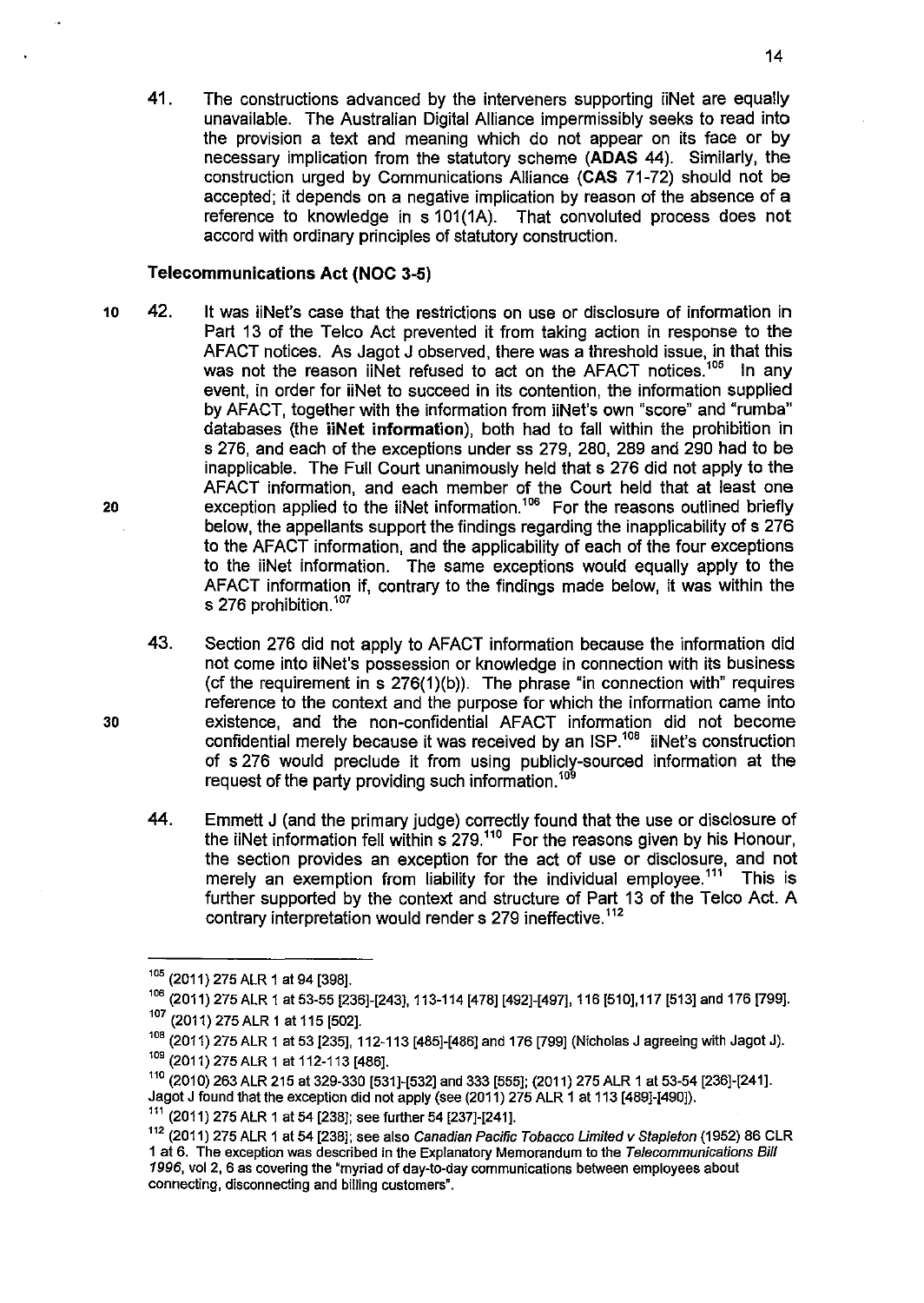41. The constructions advanced by the interveners supporting iiNet are equally unavailable. The Australian Digital Alliance impermissibly seeks to read into the provision a text and meaning which do not appear on its face or by necessary implication from the statutory scheme (**ADAS** 44). Similarly, the construction urged by Communications Alliance (**CAS** 71-72) should not be accepted; it depends on a negative implication by reason of the absence of a reference to knowledge in s 101(1A). That convoluted process does not accord with ordinary principles of statutory construction.

### Telecommunications Act (NOC 3-5)

42. It was iiNet's case that the restrictions on use or disclosure of information in Part 13 of the Telco Act prevented it from taking action in response to the AFACT notices. As Jagot J observed, there was a threshold issue, in that this was not the reason iiNet refused to act on the AFACT notices.[105] In any event, in order for iiNet to succeed in its contention, the information supplied by AFACT, together with the information from iiNet's own "score" and "rumba" databases (the **iiNet information**), both had to fall within the prohibition in s 276, and each of the exceptions under ss 279, 280, 289 and 290 had to be inapplicable. The Full Court unanimously held that s 276 did not apply to the AFACT information, and each member of the Court held that at least one exception applied to the iiNet information.[106] For the reasons outlined briefly below, the appellants support the findings regarding the inapplicability of s 276 to the AFACT information, and the applicability of each of the four exceptions to the iiNet information. The same exceptions would equally apply to the AFACT information if, contrary to the findings made below, it was within the s 276 prohibition.[107]

43. Section 276 did not apply to AFACT information because the information did not come into iiNet's possession or knowledge in connection with its business (cf the requirement in s 276(1)(b)). The phrase "in connection with" requires reference to the context and the purpose for which the information came into existence, and the non-confidential AFACT information did not become confidential merely because it was received by an ISP.[108] iiNet's construction of s 276 would preclude it from using publicly-sourced information at the request of the party providing such information.[109]

44. Emmett J (and the primary judge) correctly found that the use or disclosure of the iiNet information fell within s 279.[110] For the reasons given by his Honour, the section provides an exception for the act of use or disclosure, and not merely an exemption from liability for the individual employee.[111] This is further supported by the context and structure of Part 13 of the Telco Act. A contrary interpretation would render s 279 ineffective.[112]

---

[105] (2011) 275 ALR 1 at 94 [398].

[106] (2011) 275 ALR 1 at 53-55 [236]-[243], 113-114 [478] [492]-[497], 116 [510],117 [513] and 176 [799].

[107] (2011) 275 ALR 1 at 115 [502].

[108] (2011) 275 ALR 1 at 53 [235], 112-113 [485]-[486] and 176 [799] (Nicholas J agreeing with Jagot J).

[109] (2011) 275 ALR 1 at 112-113 [486].

[110] (2010) 263 ALR 215 at 329-330 [531]-[532] and 333 [555]; (2011) 275 ALR 1 at 53-54 [236]-[241]. Jagot J found that the exception did not apply (see (2011) 275 ALR 1 at 113 [489]-[490]).

[111] (2011) 275 ALR 1 at 54 [238]; see further 54 [237]-[241].

[112] (2011) 275 ALR 1 at 54 [238]; see also *Canadian Pacific Tobacco Limited v Stapleton* (1952) 86 CLR 1 at 6. The exception was described in the Explanatory Memorandum to the *Telecommunications Bill 1996*, vol 2, 6 as covering the "myriad of day-to-day communications between employees about connecting, disconnecting and billing customers".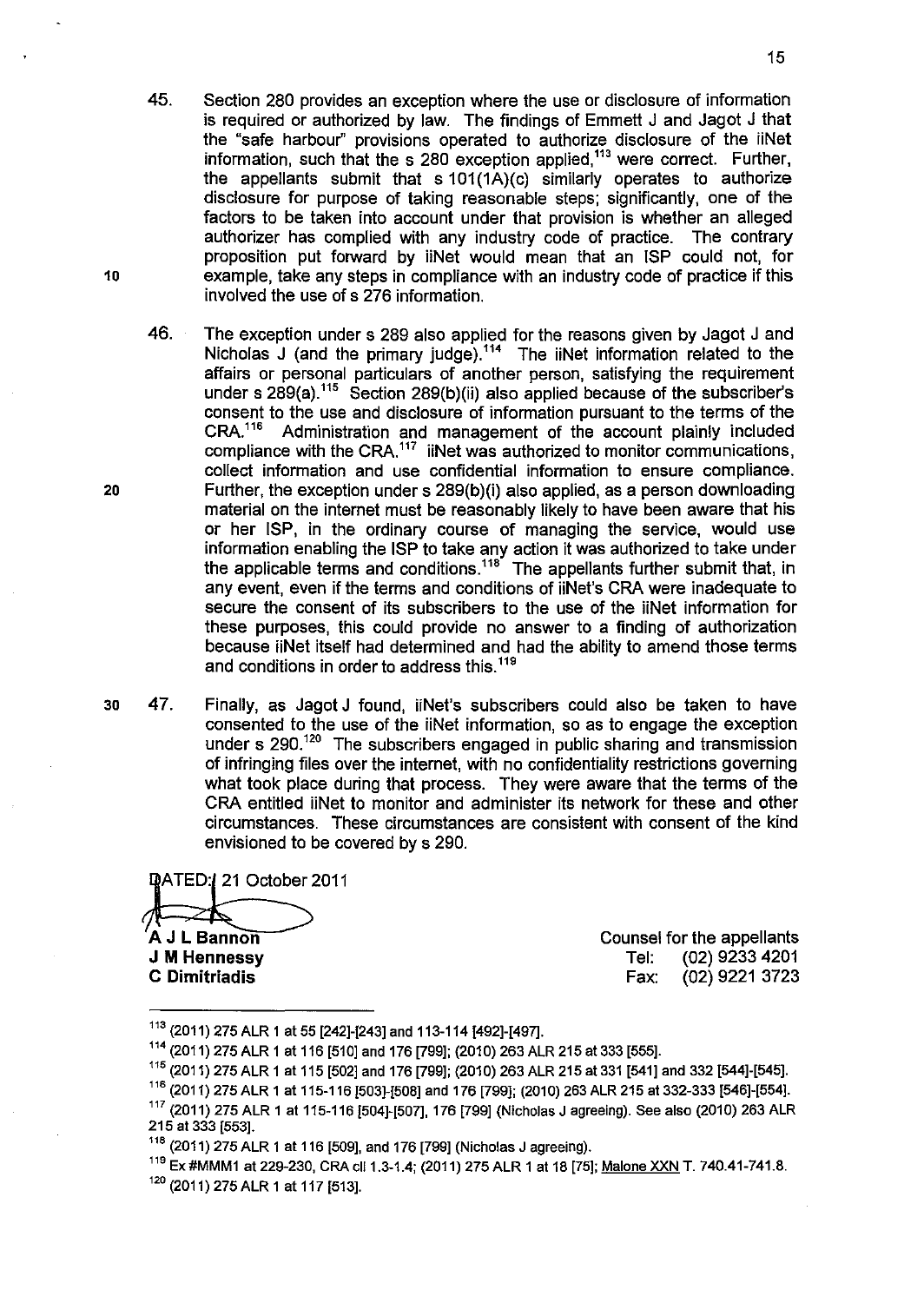45. Section 280 provides an exception where the use or disclosure of information is required or authorized by law. The findings of Emmett J and Jagot J that the "safe harbour" provisions operated to authorize disclosure of the iiNet information, such that the s 280 exception applied,[113] were correct. Further, the appellants submit that s 101(1A)(c) similarly operates to authorize disclosure for purpose of taking reasonable steps; significantly, one of the factors to be taken into account under that provision is whether an alleged authorizer has complied with any industry code of practice. The contrary proposition put forward by iiNet would mean that an ISP could not, for example, take any steps in compliance with an industry code of practice if this involved the use of s 276 information.

46. The exception under s 289 also applied for the reasons given by Jagot J and Nicholas J (and the primary judge).[114] The iiNet information related to the affairs or personal particulars of another person, satisfying the requirement under s 289(a).[115] Section 289(b)(ii) also applied because of the subscriber's consent to the use and disclosure of information pursuant to the terms of the CRA.[116] Administration and management of the account plainly included compliance with the CRA.[117] iiNet was authorized to monitor communications, collect information and use confidential information to ensure compliance. Further, the exception under s 289(b)(i) also applied, as a person downloading material on the internet must be reasonably likely to have been aware that his or her ISP, in the ordinary course of managing the service, would use information enabling the ISP to take any action it was authorized to take under the applicable terms and conditions.[118] The appellants further submit that, in any event, even if the terms and conditions of iiNet's CRA were inadequate to secure the consent of its subscribers to the use of the iiNet information for these purposes, this could provide no answer to a finding of authorization because iiNet itself had determined and had the ability to amend those terms and conditions in order to address this.[119]

47. Finally, as Jagot J found, iiNet's subscribers could also be taken to have consented to the use of the iiNet information, so as to engage the exception under s 290.[120] The subscribers engaged in public sharing and transmission of infringing files over the internet, with no confidentiality restrictions governing what took place during that process. They were aware that the terms of the CRA entitled iiNet to monitor and administer its network for these and other circumstances. These circumstances are consistent with consent of the kind envisioned to be covered by s 290.

DATED: 21 October 2011

**A J L Bannon**
**J M Hennessy**
**C Dimitriadis**

Counsel for the appellants
Tel: (02) 9233 4201
Fax: (02) 9221 3723

---

[113] (2011) 275 ALR 1 at 55 [242]-[243] and 113-114 [492]-[497].

[114] (2011) 275 ALR 1 at 116 [510] and 176 [799]; (2010) 263 ALR 215 at 333 [555].

[115] (2011) 275 ALR 1 at 115 [502] and 176 [799]; (2010) 263 ALR 215 at 331 [541] and 332 [544]-[545].

[116] (2011) 275 ALR 1 at 115-116 [503]-[508] and 176 [799]; (2010) 263 ALR 215 at 332-333 [546]-[554].

[117] (2011) 275 ALR 1 at 115-116 [504]-[507], 176 [799] (Nicholas J agreeing). See also (2010) 263 ALR 215 at 333 [553].

[118] (2011) 275 ALR 1 at 116 [509], and 176 [799] (Nicholas J agreeing).

[119] Ex #MMM1 at 229-230, CRA cll 1.3-1.4; (2011) 275 ALR 1 at 18 [75]; Malone XXN T. 740.41-741.8.

[120] (2011) 275 ALR 1 at 117 [513].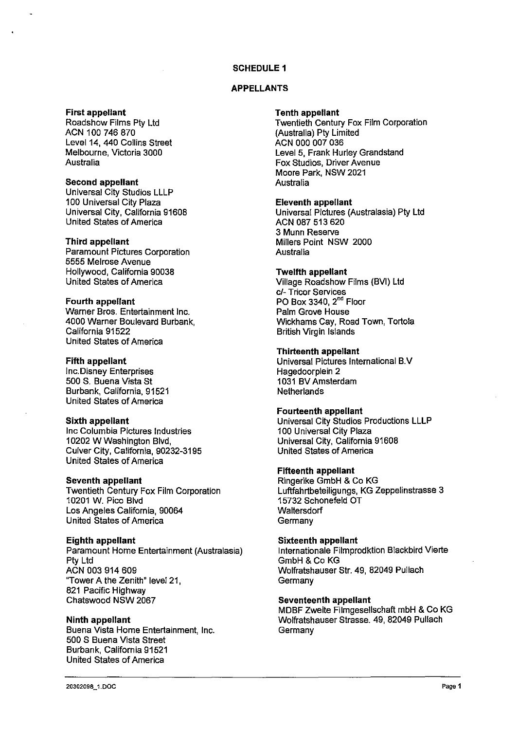**SCHEDULE 1**

**APPELLANTS**

**First appellant**
Roadshow Films Pty Ltd
ACN 100 746 870
Level 14, 440 Collins Street
Melbourne, Victoria 3000
Australia

**Second appellant**
Universal City Studios LLLP
100 Universal City Plaza
Universal City, California 91608
United States of America

**Third appellant**
Paramount Pictures Corporation
5555 Melrose Avenue
Hollywood, California 90038
United States of America

**Fourth appellant**
Warner Bros. Entertainment Inc.
4000 Warner Boulevard Burbank,
California 91522
United States of America

**Fifth appellant**
Inc.Disney Enterprises
500 S. Buena Vista St
Burbank, California, 91521
United States of America

**Sixth appellant**
Inc Columbia Pictures Industries
10202 W Washington Blvd,
Culver City, California, 90232-3195
United States of America

**Seventh appellant**
Twentieth Century Fox Film Corporation
10201 W. Pico Blvd
Los Angeles California, 90064
United States of America

**Eighth appellant**
Paramount Home Entertainment (Australasia) Pty Ltd
ACN 003 914 609
"Tower A the Zenith" level 21,
821 Pacific Highway
Chatswood NSW 2067

**Ninth appellant**
Buena Vista Home Entertainment, Inc.
500 S Buena Vista Street
Burbank, California 91521
United States of America

**Tenth appellant**
Twentieth Century Fox Film Corporation (Australia) Pty Limited
ACN 000 007 036
Level 5, Frank Hurley Grandstand
Fox Studios, Driver Avenue
Moore Park, NSW 2021
Australia

**Eleventh appellant**
Universal Pictures (Australasia) Pty Ltd
ACN 087 513 620
3 Munn Reserve
Millers Point NSW 2000
Australia

**Twelfth appellant**
Village Roadshow Films (BVI) Ltd
c/- Tricor Services
PO Box 3340, 2nd Floor
Palm Grove House
Wickhams Cay, Road Town, Tortola
British Virgin Islands

**Thirteenth appellant**
Universal Pictures International B.V
Hagedoorplein 2
1031 BV Amsterdam
Netherlands

**Fourteenth appellant**
Universal City Studios Productions LLLP
100 Universal City Plaza
Universal City, California 91608
United States of America

**Fifteenth appellant**
Ringerike GmbH & Co KG
Luftfahrtbeteiligungs, KG Zeppelinstrasse 3
15732 Schonefeld OT
Waltersdorf
Germany

**Sixteenth appellant**
Internationale Filmprodktion Blackbird Vierte GmbH & Co KG
Wolfratshauser Str. 49, 82049 Pullach
Germany

**Seventeenth appellant**
MDBF Zweite Filmgesellschaft mbH & Co KG
Wolfratshauser Strasse. 49, 82049 Pullach
Germany

20302098_1.DOC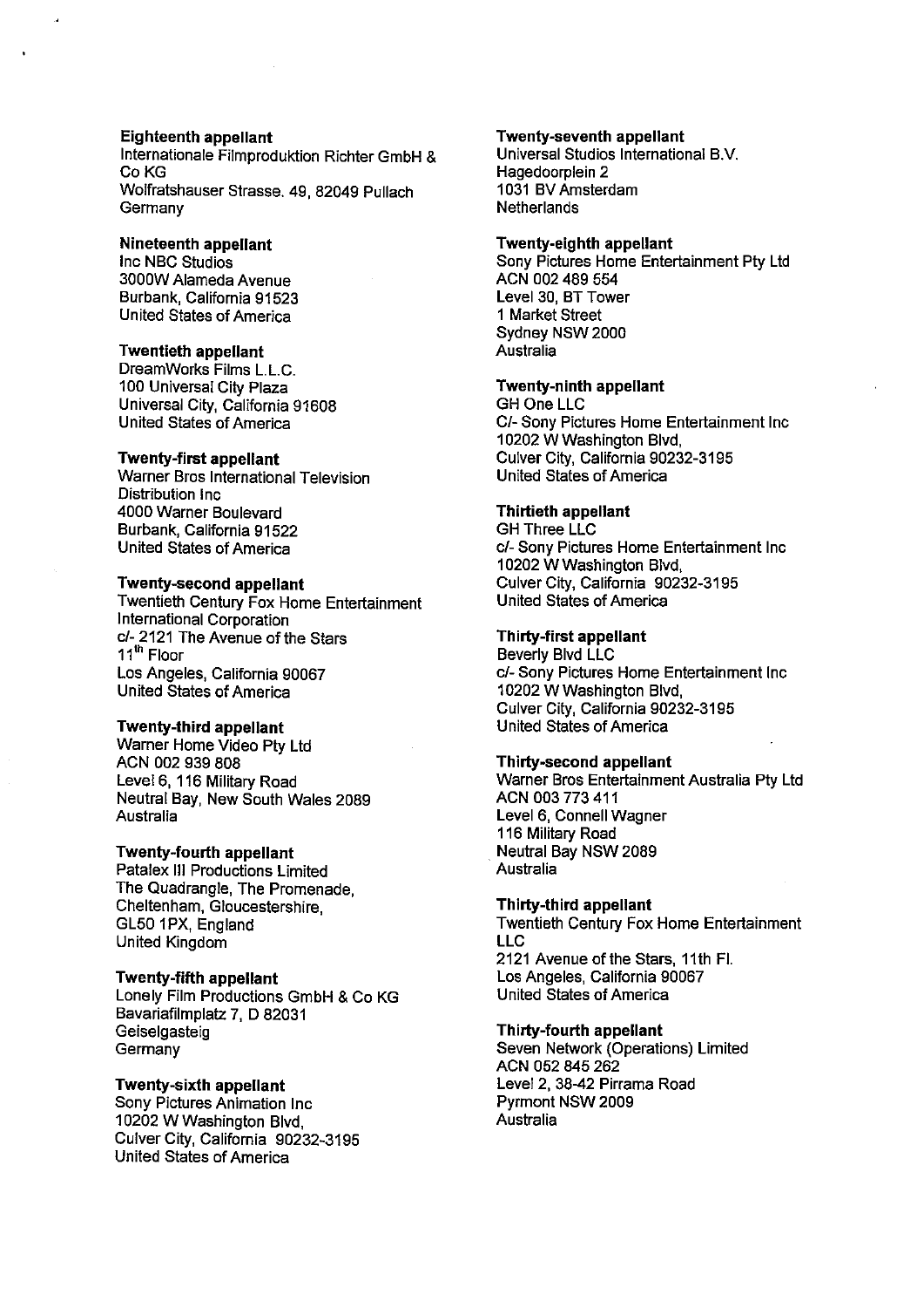**Eighteenth appellant**
Internationale Filmproduktion Richter GmbH & Co KG
Wolfratshauser Strasse. 49, 82049 Pullach
Germany

**Nineteenth appellant**
Inc NBC Studios
3000W Alameda Avenue
Burbank, California 91523
United States of America

**Twentieth appellant**
DreamWorks Films L.L.C.
100 Universal City Plaza
Universal City, California 91608
United States of America

**Twenty-first appellant**
Warner Bros International Television Distribution Inc
4000 Warner Boulevard
Burbank, California 91522
United States of America

**Twenty-second appellant**
Twentieth Century Fox Home Entertainment International Corporation
c/- 2121 The Avenue of the Stars
11th Floor
Los Angeles, California 90067
United States of America

**Twenty-third appellant**
Warner Home Video Pty Ltd
ACN 002 939 808
Level 6, 116 Military Road
Neutral Bay, New South Wales 2089
Australia

**Twenty-fourth appellant**
Patalex III Productions Limited
The Quadrangle, The Promenade,
Cheltenham, Gloucestershire,
GL50 1PX, England
United Kingdom

**Twenty-fifth appellant**
Lonely Film Productions GmbH & Co KG
Bavariafilmplatz 7, D 82031
Geiselgasteig
Germany

**Twenty-sixth appellant**
Sony Pictures Animation Inc
10202 W Washington Blvd,
Culver City, California 90232-3195
United States of America

**Twenty-seventh appellant**
Universal Studios International B.V.
Hagedoorplein 2
1031 BV Amsterdam
Netherlands

**Twenty-eighth appellant**
Sony Pictures Home Entertainment Pty Ltd
ACN 002 489 554
Level 30, BT Tower
1 Market Street
Sydney NSW 2000
Australia

**Twenty-ninth appellant**
GH One LLC
C/- Sony Pictures Home Entertainment Inc
10202 W Washington Blvd,
Culver City, California 90232-3195
United States of America

**Thirtieth appellant**
GH Three LLC
c/- Sony Pictures Home Entertainment Inc
10202 W Washington Blvd,
Culver City, California 90232-3195
United States of America

**Thirty-first appellant**
Beverly Blvd LLC
c/- Sony Pictures Home Entertainment Inc
10202 W Washington Blvd,
Culver City, California 90232-3195
United States of America

**Thirty-second appellant**
Warner Bros Entertainment Australia Pty Ltd
ACN 003 773 411
Level 6, Connell Wagner
116 Military Road
Neutral Bay NSW 2089
Australia

**Thirty-third appellant**
Twentieth Century Fox Home Entertainment LLC
2121 Avenue of the Stars, 11th Fl.
Los Angeles, California 90067
United States of America

**Thirty-fourth appellant**
Seven Network (Operations) Limited
ACN 052 845 262
Level 2, 38-42 Pirrama Road
Pyrmont NSW 2009
Australia